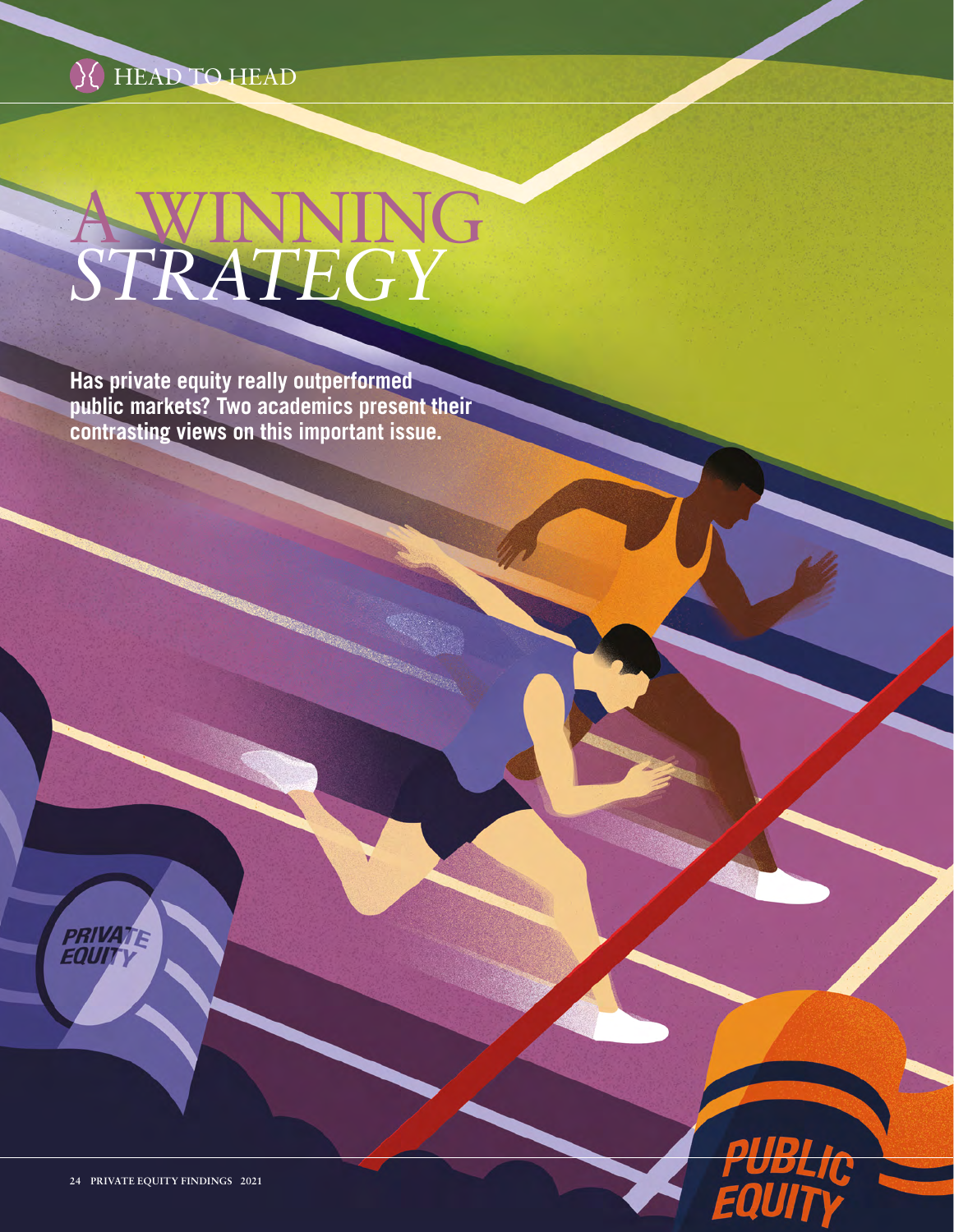HEAD TO HEAD

# A WINNING *STRATEGY*

**Has private equity really outperformed public markets? Two academics present their contrasting views on this important issue.**

PRIVATE EQUITY

PUBLIC EQUITY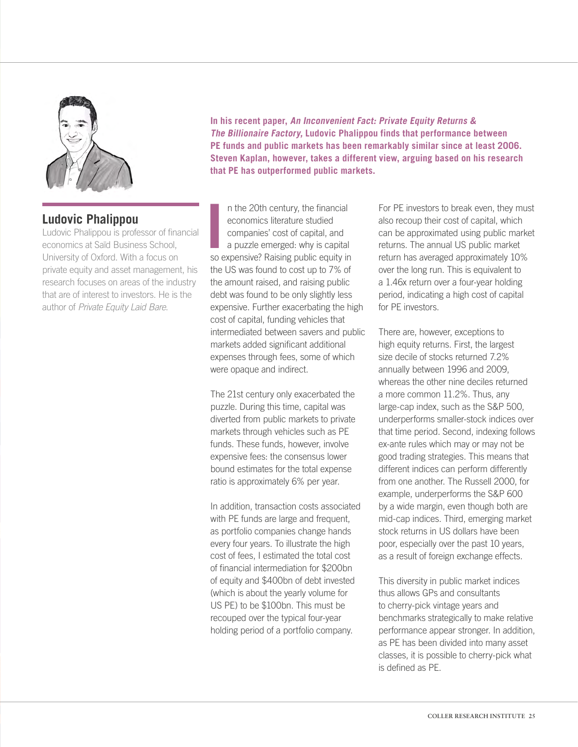## Ludovic Phalippou

Ludovic Phalippou is professor of financial economics at Saïd Business School, University of Oxford. With a focus on private equity and asset management, his research focuses on areas of the industry that are of interest to investors. He is the author of *Private Equity Laid Bare*.

**In his recent paper, *An Inconvenient Fact: Private Equity Returns & The Billionaire Factory,* Ludovic Phalippou finds that performance between PE funds and public markets has been remarkably similar since at least 2006. Steven Kaplan, however, takes a different view, arguing based on his research that PE has outperformed public markets.**

In the 20th century, the financial economics literature studied companies' cost of capital, and a puzzle emerged: why is capital so expensive? Raising public equity in the US was found to cost up to 7% of the amount raised, and raising public debt was found to be only slightly less expensive. Further exacerbating the high cost of capital, funding vehicles that intermediated between savers and public markets added significant additional expenses through fees, some of which were opaque and indirect.

The 21st century only exacerbated the puzzle. During this time, capital was diverted from public markets to private markets through vehicles such as PE funds. These funds, however, involve expensive fees: the consensus lower bound estimates for the total expense ratio is approximately 6% per year.

In addition, transaction costs associated with PE funds are large and frequent, as portfolio companies change hands every four years. To illustrate the high cost of fees, I estimated the total cost of financial intermediation for $200bn of equity and $400bn of debt invested (which is about the yearly volume for US PE) to be $100bn. This must be recouped over the typical four-year holding period of a portfolio company.

For PE investors to break even, they must also recoup their cost of capital, which can be approximated using public market returns. The annual US public market return has averaged approximately 10% over the long run. This is equivalent to a 1.46x return over a four-year holding period, indicating a high cost of capital for PE investors.

There are, however, exceptions to high equity returns. First, the largest size decile of stocks returned 7.2% annually between 1996 and 2009, whereas the other nine deciles returned a more common 11.2%. Thus, any large-cap index, such as the S&P 500, underperforms smaller-stock indices over that time period. Second, indexing follows ex-ante rules which may or may not be good trading strategies. This means that different indices can perform differently from one another. The Russell 2000, for example, underperforms the S&P 600 by a wide margin, even though both are mid-cap indices. Third, emerging market stock returns in US dollars have been poor, especially over the past 10 years, as a result of foreign exchange effects.

This diversity in public market indices thus allows GPs and consultants to cherry-pick vintage years and benchmarks strategically to make relative performance appear stronger. In addition, as PE has been divided into many asset classes, it is possible to cherry-pick what is defined as PE.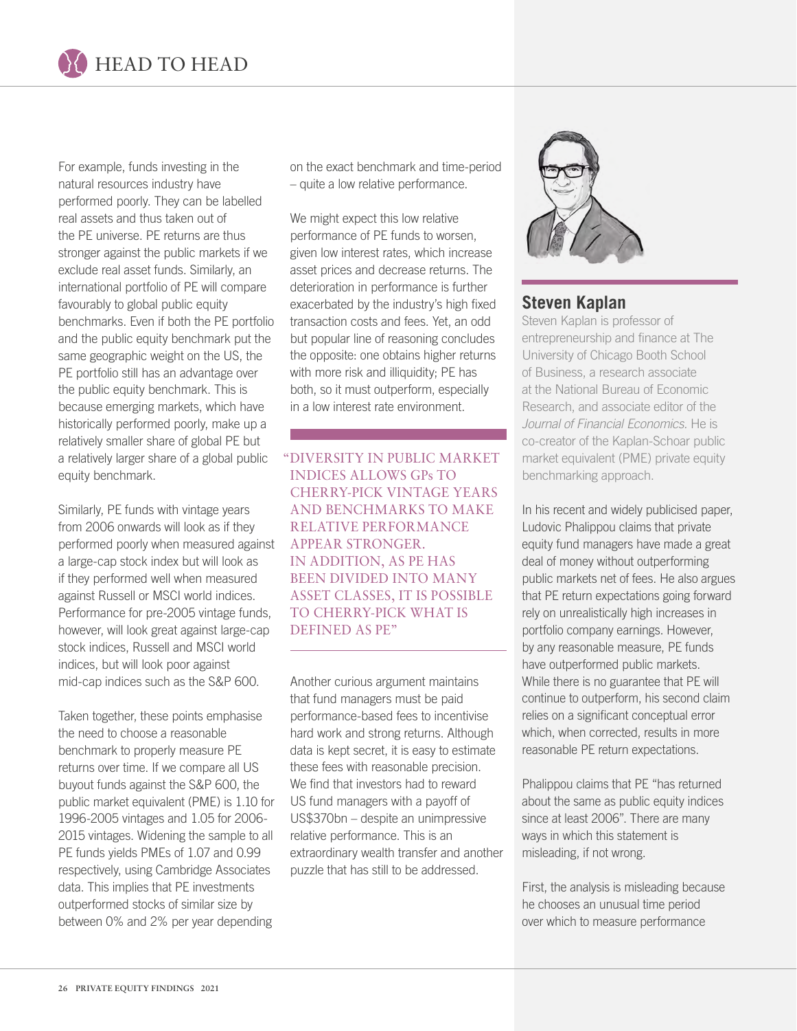For example, funds investing in the natural resources industry have performed poorly. They can be labelled real assets and thus taken out of the PE universe. PE returns are thus stronger against the public markets if we exclude real asset funds. Similarly, an international portfolio of PE will compare favourably to global public equity benchmarks. Even if both the PE portfolio and the public equity benchmark put the same geographic weight on the US, the PE portfolio still has an advantage over the public equity benchmark. This is because emerging markets, which have historically performed poorly, make up a relatively smaller share of global PE but a relatively larger share of a global public equity benchmark.

Similarly, PE funds with vintage years from 2006 onwards will look as if they performed poorly when measured against a large-cap stock index but will look as if they performed well when measured against Russell or MSCI world indices. Performance for pre-2005 vintage funds, however, will look great against large-cap stock indices, Russell and MSCI world indices, but will look poor against mid-cap indices such as the S&P 600.

Taken together, these points emphasise the need to choose a reasonable benchmark to properly measure PE returns over time. If we compare all US buyout funds against the S&P 600, the public market equivalent (PME) is 1.10 for 1996-2005 vintages and 1.05 for 2006-2015 vintages. Widening the sample to all PE funds yields PMEs of 1.07 and 0.99 respectively, using Cambridge Associates data. This implies that PE investments outperformed stocks of similar size by between 0% and 2% per year depending on the exact benchmark and time-period – quite a low relative performance.

We might expect this low relative performance of PE funds to worsen, given low interest rates, which increase asset prices and decrease returns. The deterioration in performance is further exacerbated by the industry's high fixed transaction costs and fees. Yet, an odd but popular line of reasoning concludes the opposite: one obtains higher returns with more risk and illiquidity; PE has both, so it must outperform, especially in a low interest rate environment.

> "DIVERSITY IN PUBLIC MARKET INDICES ALLOWS GPs TO CHERRY-PICK VINTAGE YEARS AND BENCHMARKS TO MAKE RELATIVE PERFORMANCE APPEAR STRONGER. IN ADDITION, AS PE HAS BEEN DIVIDED INTO MANY ASSET CLASSES, IT IS POSSIBLE TO CHERRY-PICK WHAT IS DEFINED AS PE"

Another curious argument maintains that fund managers must be paid performance-based fees to incentivise hard work and strong returns. Although data is kept secret, it is easy to estimate these fees with reasonable precision. We find that investors had to reward US fund managers with a payoff of US$370bn – despite an unimpressive relative performance. This is an extraordinary wealth transfer and another puzzle that has still to be addressed.

## Steven Kaplan

Steven Kaplan is professor of entrepreneurship and finance at The University of Chicago Booth School of Business, a research associate at the National Bureau of Economic Research, and associate editor of the *Journal of Financial Economics.* He is co-creator of the Kaplan-Schoar public market equivalent (PME) private equity benchmarking approach.

In his recent and widely publicised paper, Ludovic Phalippou claims that private equity fund managers have made a great deal of money without outperforming public markets net of fees. He also argues that PE return expectations going forward rely on unrealistically high increases in portfolio company earnings. However, by any reasonable measure, PE funds have outperformed public markets. While there is no guarantee that PE will continue to outperform, his second claim relies on a significant conceptual error which, when corrected, results in more reasonable PE return expectations.

Phalippou claims that PE "has returned about the same as public equity indices since at least 2006". There are many ways in which this statement is misleading, if not wrong.

First, the analysis is misleading because he chooses an unusual time period over which to measure performance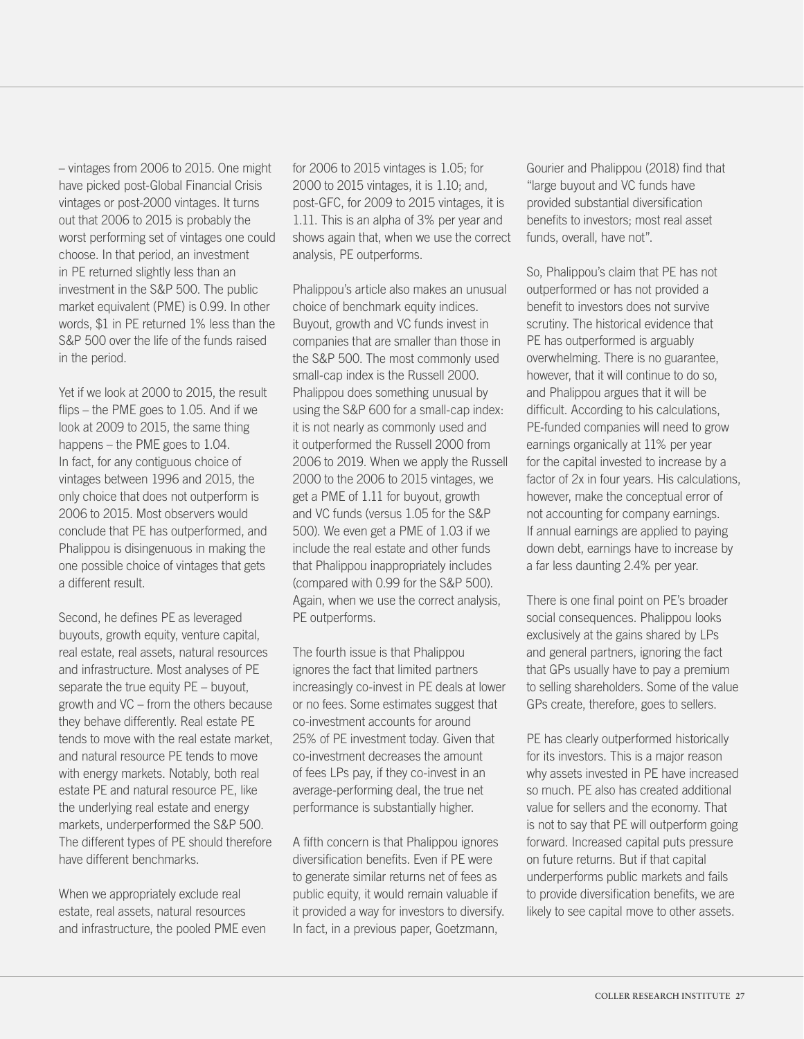– vintages from 2006 to 2015. One might have picked post-Global Financial Crisis vintages or post-2000 vintages. It turns out that 2006 to 2015 is probably the worst performing set of vintages one could choose. In that period, an investment in PE returned slightly less than an investment in the S&P 500. The public market equivalent (PME) is 0.99. In other words, $1 in PE returned 1% less than the S&P 500 over the life of the funds raised in the period.

Yet if we look at 2000 to 2015, the result flips – the PME goes to 1.05. And if we look at 2009 to 2015, the same thing happens – the PME goes to 1.04. In fact, for any contiguous choice of vintages between 1996 and 2015, the only choice that does not outperform is 2006 to 2015. Most observers would conclude that PE has outperformed, and Phalippou is disingenuous in making the one possible choice of vintages that gets a different result.

Second, he defines PE as leveraged buyouts, growth equity, venture capital, real estate, real assets, natural resources and infrastructure. Most analyses of PE separate the true equity PE – buyout, growth and VC – from the others because they behave differently. Real estate PE tends to move with the real estate market, and natural resource PE tends to move with energy markets. Notably, both real estate PE and natural resource PE, like the underlying real estate and energy markets, underperformed the S&P 500. The different types of PE should therefore have different benchmarks.

When we appropriately exclude real estate, real assets, natural resources and infrastructure, the pooled PME even for 2006 to 2015 vintages is 1.05; for 2000 to 2015 vintages, it is 1.10; and, post-GFC, for 2009 to 2015 vintages, it is 1.11. This is an alpha of 3% per year and shows again that, when we use the correct analysis, PE outperforms.

Phalippou's article also makes an unusual choice of benchmark equity indices. Buyout, growth and VC funds invest in companies that are smaller than those in the S&P 500. The most commonly used small-cap index is the Russell 2000. Phalippou does something unusual by using the S&P 600 for a small-cap index: it is not nearly as commonly used and it outperformed the Russell 2000 from 2006 to 2019. When we apply the Russell 2000 to the 2006 to 2015 vintages, we get a PME of 1.11 for buyout, growth and VC funds (versus 1.05 for the S&P 500). We even get a PME of 1.03 if we include the real estate and other funds that Phalippou inappropriately includes (compared with 0.99 for the S&P 500). Again, when we use the correct analysis, PE outperforms.

The fourth issue is that Phalippou ignores the fact that limited partners increasingly co-invest in PE deals at lower or no fees. Some estimates suggest that co-investment accounts for around 25% of PE investment today. Given that co-investment decreases the amount of fees LPs pay, if they co-invest in an average-performing deal, the true net performance is substantially higher.

A fifth concern is that Phalippou ignores diversification benefits. Even if PE were to generate similar returns net of fees as public equity, it would remain valuable if it provided a way for investors to diversify. In fact, in a previous paper, Goetzmann, Gourier and Phalippou (2018) find that "large buyout and VC funds have provided substantial diversification benefits to investors; most real asset funds, overall, have not".

So, Phalippou's claim that PE has not outperformed or has not provided a benefit to investors does not survive scrutiny. The historical evidence that PE has outperformed is arguably overwhelming. There is no guarantee, however, that it will continue to do so, and Phalippou argues that it will be difficult. According to his calculations, PE-funded companies will need to grow earnings organically at 11% per year for the capital invested to increase by a factor of 2x in four years. His calculations, however, make the conceptual error of not accounting for company earnings. If annual earnings are applied to paying down debt, earnings have to increase by a far less daunting 2.4% per year.

There is one final point on PE's broader social consequences. Phalippou looks exclusively at the gains shared by LPs and general partners, ignoring the fact that GPs usually have to pay a premium to selling shareholders. Some of the value GPs create, therefore, goes to sellers.

PE has clearly outperformed historically for its investors. This is a major reason why assets invested in PE have increased so much. PE also has created additional value for sellers and the economy. That is not to say that PE will outperform going forward. Increased capital puts pressure on future returns. But if that capital underperforms public markets and fails to provide diversification benefits, we are likely to see capital move to other assets.